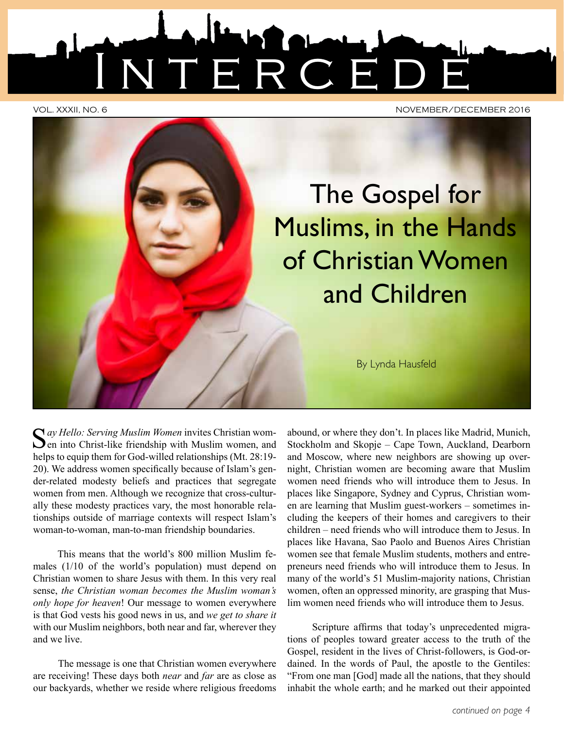# INTERCEDE

VOL. XXXII, NO. 6 NOVEMBER/DECEMBER 2016

## The Gospel for Muslims, in the Hands of Christian Women and Children

By Lynda Hausfeld

*Say Hello: Serving Muslim Women* invites Christian women into Christ-like friendship with Muslim women, and helps to equip them for God-willed relationships (Mt. 28:19-20). We address women specifically because of Islam's gender-related modesty beliefs and practices that segregate women from men. Although we recognize that cross-culturally these modesty practices vary, the most honorable relationships outside of marriage contexts will respect Islam's woman-to-woman, man-to-man friendship boundaries.

This means that the world's 800 million Muslim females (1/10 of the world's population) must depend on Christian women to share Jesus with them. In this very real sense, *the Christian woman becomes the Muslim woman's only hope for heaven*! Our message to women everywhere is that God vests his good news in us, and *we get to share it* with our Muslim neighbors, both near and far, wherever they and we live.

The message is one that Christian women everywhere are receiving! These days both *near* and *far* are as close as our backyards, whether we reside where religious freedoms abound, or where they don't. In places like Madrid, Munich, Stockholm and Skopje – Cape Town, Auckland, Dearborn and Moscow, where new neighbors are showing up overnight, Christian women are becoming aware that Muslim women need friends who will introduce them to Jesus. In places like Singapore, Sydney and Cyprus, Christian women are learning that Muslim guest-workers – sometimes including the keepers of their homes and caregivers to their children – need friends who will introduce them to Jesus. In places like Havana, Sao Paolo and Buenos Aires Christian women see that female Muslim students, mothers and entrepreneurs need friends who will introduce them to Jesus. In many of the world's 51 Muslim-majority nations, Christian women, often an oppressed minority, are grasping that Muslim women need friends who will introduce them to Jesus.

Scripture affirms that today's unprecedented migrations of peoples toward greater access to the truth of the Gospel, resident in the lives of Christ-followers, is God-ordained. In the words of Paul, the apostle to the Gentiles: "From one man [God] made all the nations, that they should inhabit the whole earth; and he marked out their appointed

*continued on page 4*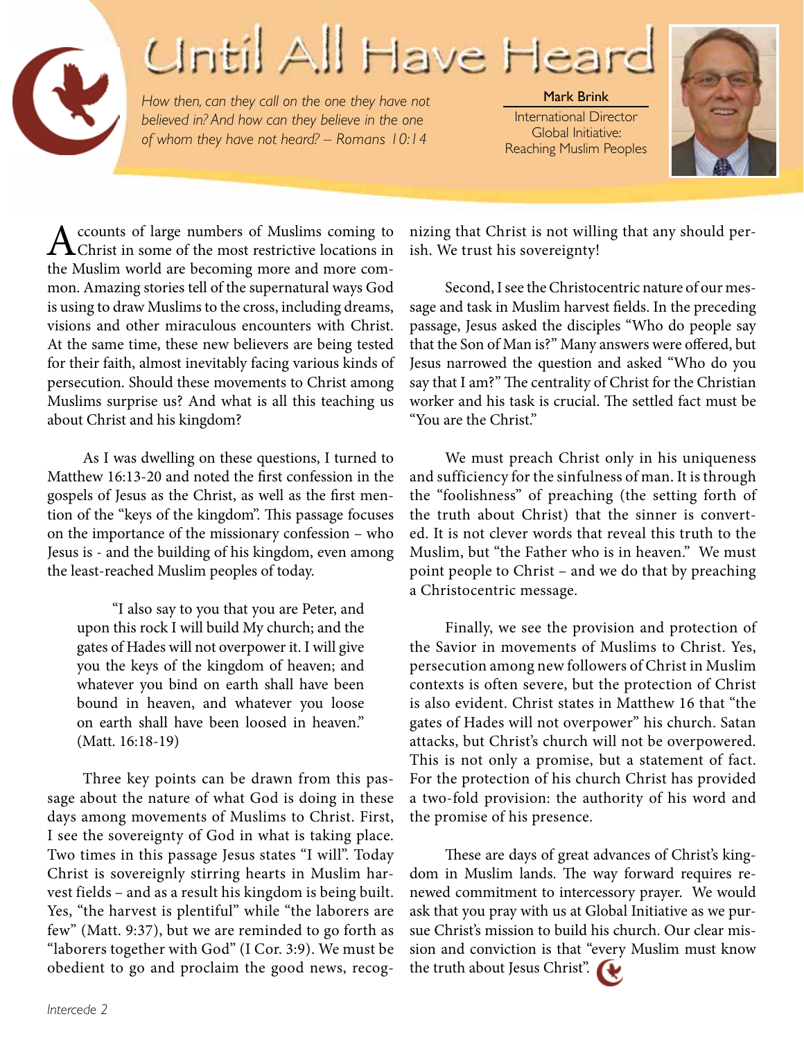# Until All Have Heard

*How then, can they call on the one they have not believed in? And how can they believe in the one of whom they have not heard? – Romans 10:14*

**Mark Brink**
International Director
Global Initiative:
Reaching Muslim Peoples

Accounts of large numbers of Muslims coming to Christ in some of the most restrictive locations in the Muslim world are becoming more and more common. Amazing stories tell of the supernatural ways God is using to draw Muslims to the cross, including dreams, visions and other miraculous encounters with Christ. At the same time, these new believers are being tested for their faith, almost inevitably facing various kinds of persecution. Should these movements to Christ among Muslims surprise us? And what is all this teaching us about Christ and his kingdom?

As I was dwelling on these questions, I turned to Matthew 16:13-20 and noted the first confession in the gospels of Jesus as the Christ, as well as the first mention of the "keys of the kingdom". This passage focuses on the importance of the missionary confession – who Jesus is - and the building of his kingdom, even among the least-reached Muslim peoples of today.

> "I also say to you that you are Peter, and upon this rock I will build My church; and the gates of Hades will not overpower it. I will give you the keys of the kingdom of heaven; and whatever you bind on earth shall have been bound in heaven, and whatever you loose on earth shall have been loosed in heaven." (Matt. 16:18-19)

Three key points can be drawn from this passage about the nature of what God is doing in these days among movements of Muslims to Christ. First, I see the sovereignty of God in what is taking place. Two times in this passage Jesus states "I will". Today Christ is sovereignly stirring hearts in Muslim harvest fields – and as a result his kingdom is being built. Yes, "the harvest is plentiful" while "the laborers are few" (Matt. 9:37), but we are reminded to go forth as "laborers together with God" (I Cor. 3:9). We must be obedient to go and proclaim the good news, recognizing that Christ is not willing that any should perish. We trust his sovereignty!

Second, I see the Christocentric nature of our message and task in Muslim harvest fields. In the preceding passage, Jesus asked the disciples "Who do people say that the Son of Man is?" Many answers were offered, but Jesus narrowed the question and asked "Who do you say that I am?" The centrality of Christ for the Christian worker and his task is crucial. The settled fact must be "You are the Christ."

We must preach Christ only in his uniqueness and sufficiency for the sinfulness of man. It is through the "foolishness" of preaching (the setting forth of the truth about Christ) that the sinner is converted. It is not clever words that reveal this truth to the Muslim, but "the Father who is in heaven." We must point people to Christ – and we do that by preaching a Christocentric message.

Finally, we see the provision and protection of the Savior in movements of Muslims to Christ. Yes, persecution among new followers of Christ in Muslim contexts is often severe, but the protection of Christ is also evident. Christ states in Matthew 16 that "the gates of Hades will not overpower" his church. Satan attacks, but Christ's church will not be overpowered. This is not only a promise, but a statement of fact. For the protection of his church Christ has provided a two-fold provision: the authority of his word and the promise of his presence.

These are days of great advances of Christ's kingdom in Muslim lands. The way forward requires renewed commitment to intercessory prayer. We would ask that you pray with us at Global Initiative as we pursue Christ's mission to build his church. Our clear mission and conviction is that "every Muslim must know the truth about Jesus Christ".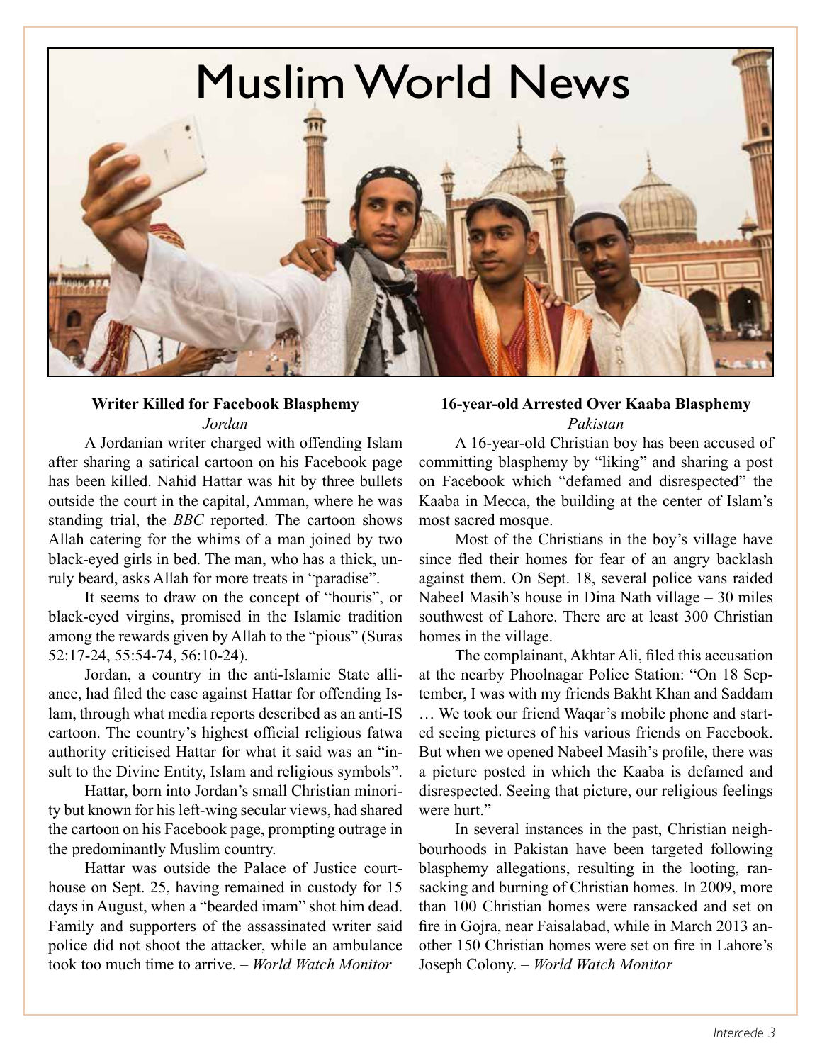# Muslim World News

### Writer Killed for Facebook Blasphemy

*Jordan*

A Jordanian writer charged with offending Islam after sharing a satirical cartoon on his Facebook page has been killed. Nahid Hattar was hit by three bullets outside the court in the capital, Amman, where he was standing trial, the *BBC* reported. The cartoon shows Allah catering for the whims of a man joined by two black-eyed girls in bed. The man, who has a thick, unruly beard, asks Allah for more treats in "paradise".

It seems to draw on the concept of "houris", or black-eyed virgins, promised in the Islamic tradition among the rewards given by Allah to the "pious" (Suras 52:17-24, 55:54-74, 56:10-24).

Jordan, a country in the anti-Islamic State alliance, had filed the case against Hattar for offending Islam, through what media reports described as an anti-IS cartoon. The country's highest official religious fatwa authority criticised Hattar for what it said was an "insult to the Divine Entity, Islam and religious symbols".

Hattar, born into Jordan's small Christian minority but known for his left-wing secular views, had shared the cartoon on his Facebook page, prompting outrage in the predominantly Muslim country.

Hattar was outside the Palace of Justice courthouse on Sept. 25, having remained in custody for 15 days in August, when a "bearded imam" shot him dead. Family and supporters of the assassinated writer said police did not shoot the attacker, while an ambulance took too much time to arrive. – *World Watch Monitor*

### 16-year-old Arrested Over Kaaba Blasphemy

*Pakistan*

A 16-year-old Christian boy has been accused of committing blasphemy by "liking" and sharing a post on Facebook which "defamed and disrespected" the Kaaba in Mecca, the building at the center of Islam's most sacred mosque.

Most of the Christians in the boy's village have since fled their homes for fear of an angry backlash against them. On Sept. 18, several police vans raided Nabeel Masih's house in Dina Nath village – 30 miles southwest of Lahore. There are at least 300 Christian homes in the village.

The complainant, Akhtar Ali, filed this accusation at the nearby Phoolnagar Police Station: "On 18 September, I was with my friends Bakht Khan and Saddam … We took our friend Waqar's mobile phone and started seeing pictures of his various friends on Facebook. But when we opened Nabeel Masih's profile, there was a picture posted in which the Kaaba is defamed and disrespected. Seeing that picture, our religious feelings were hurt."

In several instances in the past, Christian neighbourhoods in Pakistan have been targeted following blasphemy allegations, resulting in the looting, ransacking and burning of Christian homes. In 2009, more than 100 Christian homes were ransacked and set on fire in Gojra, near Faisalabad, while in March 2013 another 150 Christian homes were set on fire in Lahore's Joseph Colony. – *World Watch Monitor*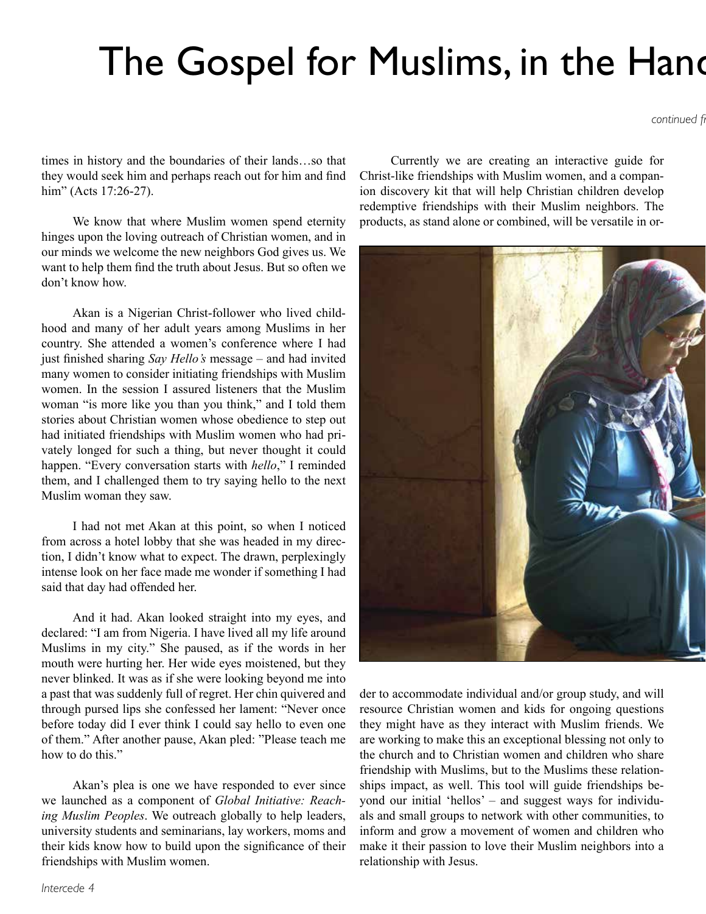# The Gospel for Muslims, in the Hanc

*continued fr*

times in history and the boundaries of their lands…so that they would seek him and perhaps reach out for him and find him" (Acts 17:26-27).

We know that where Muslim women spend eternity hinges upon the loving outreach of Christian women, and in our minds we welcome the new neighbors God gives us. We want to help them find the truth about Jesus. But so often we don't know how.

Akan is a Nigerian Christ-follower who lived childhood and many of her adult years among Muslims in her country. She attended a women's conference where I had just finished sharing *Say Hello's* message – and had invited many women to consider initiating friendships with Muslim women. In the session I assured listeners that the Muslim woman "is more like you than you think," and I told them stories about Christian women whose obedience to step out had initiated friendships with Muslim women who had privately longed for such a thing, but never thought it could happen. "Every conversation starts with *hello*," I reminded them, and I challenged them to try saying hello to the next Muslim woman they saw.

I had not met Akan at this point, so when I noticed from across a hotel lobby that she was headed in my direction, I didn't know what to expect. The drawn, perplexingly intense look on her face made me wonder if something I had said that day had offended her.

And it had. Akan looked straight into my eyes, and declared: "I am from Nigeria. I have lived all my life around Muslims in my city." She paused, as if the words in her mouth were hurting her. Her wide eyes moistened, but they never blinked. It was as if she were looking beyond me into a past that was suddenly full of regret. Her chin quivered and through pursed lips she confessed her lament: "Never once before today did I ever think I could say hello to even one of them." After another pause, Akan pled: "Please teach me how to do this."

Akan's plea is one we have responded to ever since we launched as a component of *Global Initiative: Reaching Muslim Peoples*. We outreach globally to help leaders, university students and seminarians, lay workers, moms and their kids know how to build upon the significance of their friendships with Muslim women.

Currently we are creating an interactive guide for Christ-like friendships with Muslim women, and a companion discovery kit that will help Christian children develop redemptive friendships with their Muslim neighbors. The products, as stand alone or combined, will be versatile in order to accommodate individual and/or group study, and will resource Christian women and kids for ongoing questions they might have as they interact with Muslim friends. We are working to make this an exceptional blessing not only to the church and to Christian women and children who share friendship with Muslims, but to the Muslims these relationships impact, as well. This tool will guide friendships beyond our initial 'hellos' – and suggest ways for individuals and small groups to network with other communities, to inform and grow a movement of women and children who make it their passion to love their Muslim neighbors into a relationship with Jesus.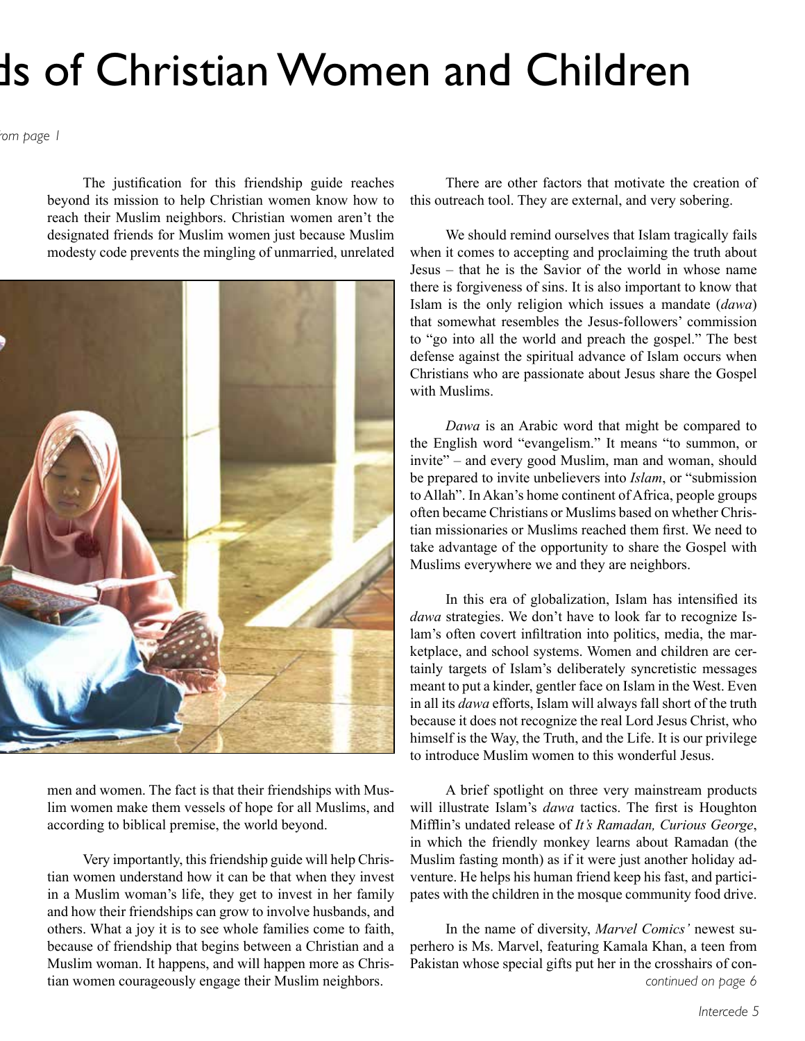# ds of Christian Women and Children

*rom page 1*

The justification for this friendship guide reaches beyond its mission to help Christian women know how to reach their Muslim neighbors. Christian women aren't the designated friends for Muslim women just because Muslim modesty code prevents the mingling of unmarried, unrelated men and women. The fact is that their friendships with Muslim women make them vessels of hope for all Muslims, and according to biblical premise, the world beyond.

Very importantly, this friendship guide will help Christian women understand how it can be that when they invest in a Muslim woman's life, they get to invest in her family and how their friendships can grow to involve husbands, and others. What a joy it is to see whole families come to faith, because of friendship that begins between a Christian and a Muslim woman. It happens, and will happen more as Christian women courageously engage their Muslim neighbors.

There are other factors that motivate the creation of this outreach tool. They are external, and very sobering.

We should remind ourselves that Islam tragically fails when it comes to accepting and proclaiming the truth about Jesus – that he is the Savior of the world in whose name there is forgiveness of sins. It is also important to know that Islam is the only religion which issues a mandate (*dawa*) that somewhat resembles the Jesus-followers' commission to "go into all the world and preach the gospel." The best defense against the spiritual advance of Islam occurs when Christians who are passionate about Jesus share the Gospel with Muslims.

*Dawa* is an Arabic word that might be compared to the English word "evangelism." It means "to summon, or invite" – and every good Muslim, man and woman, should be prepared to invite unbelievers into *Islam*, or "submission to Allah". In Akan's home continent of Africa, people groups often became Christians or Muslims based on whether Christian missionaries or Muslims reached them first. We need to take advantage of the opportunity to share the Gospel with Muslims everywhere we and they are neighbors.

In this era of globalization, Islam has intensified its *dawa* strategies. We don't have to look far to recognize Islam's often covert infiltration into politics, media, the marketplace, and school systems. Women and children are certainly targets of Islam's deliberately syncretistic messages meant to put a kinder, gentler face on Islam in the West. Even in all its *dawa* efforts, Islam will always fall short of the truth because it does not recognize the real Lord Jesus Christ, who himself is the Way, the Truth, and the Life. It is our privilege to introduce Muslim women to this wonderful Jesus.

A brief spotlight on three very mainstream products will illustrate Islam's *dawa* tactics. The first is Houghton Mifflin's undated release of *It's Ramadan, Curious George*, in which the friendly monkey learns about Ramadan (the Muslim fasting month) as if it were just another holiday adventure. He helps his human friend keep his fast, and participates with the children in the mosque community food drive.

In the name of diversity, *Marvel Comics'* newest superhero is Ms. Marvel, featuring Kamala Khan, a teen from Pakistan whose special gifts put her in the crosshairs of con-

*continued on page 6*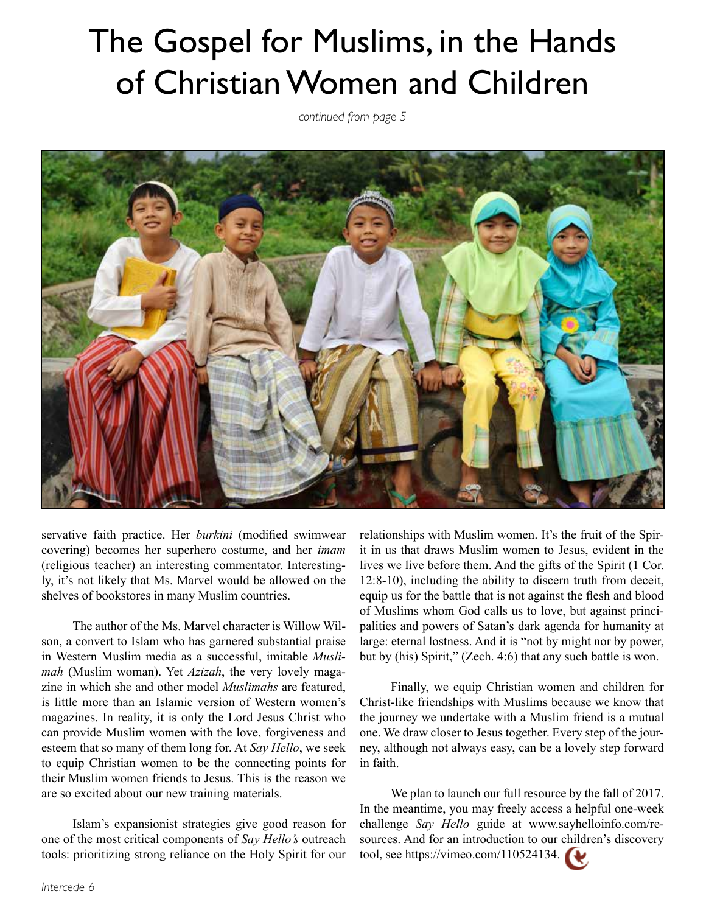# The Gospel for Muslims, in the Hands of Christian Women and Children

*continued from page 5*

servative faith practice. Her *burkini* (modified swimwear covering) becomes her superhero costume, and her *imam* (religious teacher) an interesting commentator. Interestingly, it's not likely that Ms. Marvel would be allowed on the shelves of bookstores in many Muslim countries.

The author of the Ms. Marvel character is Willow Wilson, a convert to Islam who has garnered substantial praise in Western Muslim media as a successful, imitable *Muslimah* (Muslim woman). Yet *Azizah*, the very lovely magazine in which she and other model *Muslimahs* are featured, is little more than an Islamic version of Western women's magazines. In reality, it is only the Lord Jesus Christ who can provide Muslim women with the love, forgiveness and esteem that so many of them long for. At *Say Hello*, we seek to equip Christian women to be the connecting points for their Muslim women friends to Jesus. This is the reason we are so excited about our new training materials.

Islam's expansionist strategies give good reason for one of the most critical components of *Say Hello's* outreach tools: prioritizing strong reliance on the Holy Spirit for our relationships with Muslim women. It's the fruit of the Spirit in us that draws Muslim women to Jesus, evident in the lives we live before them. And the gifts of the Spirit (1 Cor. 12:8-10), including the ability to discern truth from deceit, equip us for the battle that is not against the flesh and blood of Muslims whom God calls us to love, but against principalities and powers of Satan's dark agenda for humanity at large: eternal lostness. And it is "not by might nor by power, but by (his) Spirit," (Zech. 4:6) that any such battle is won.

Finally, we equip Christian women and children for Christ-like friendships with Muslims because we know that the journey we undertake with a Muslim friend is a mutual one. We draw closer to Jesus together. Every step of the journey, although not always easy, can be a lovely step forward in faith.

We plan to launch our full resource by the fall of 2017. In the meantime, you may freely access a helpful one-week challenge *Say Hello* guide at www.sayhelloinfo.com/resources. And for an introduction to our children's discovery tool, see https://vimeo.com/110524134.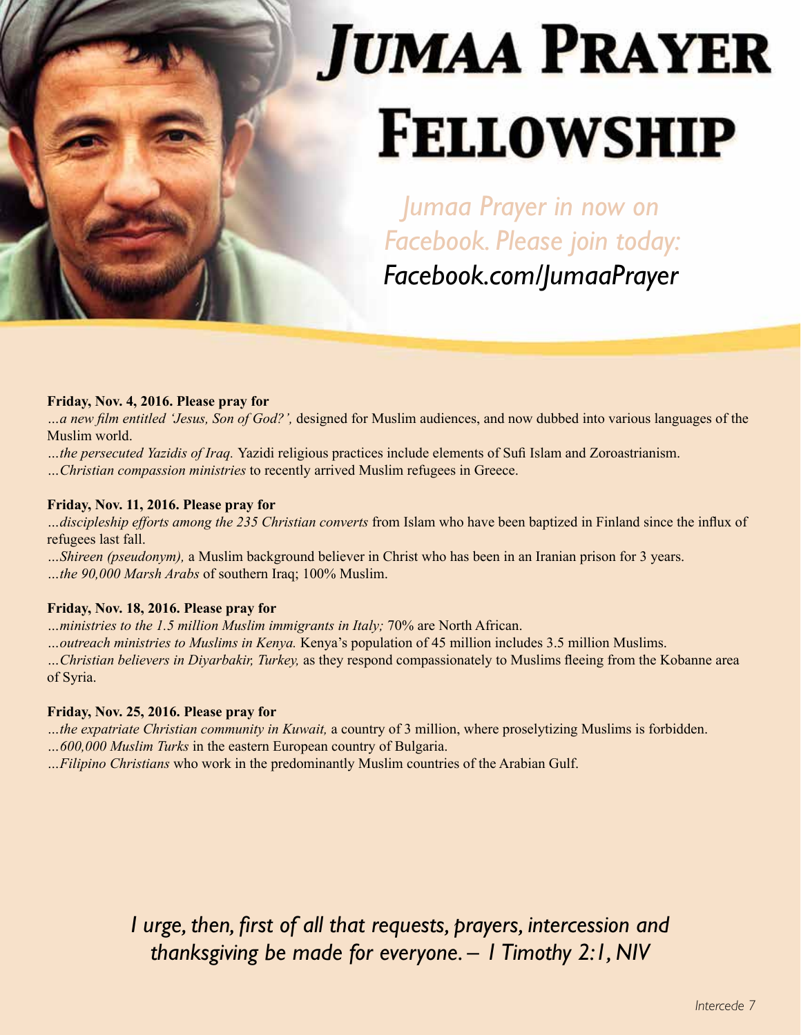# Jumaa Prayer Fellowship

*Jumaa Prayer in now on Facebook. Please join today:*
*Facebook.com/JumaaPrayer*

**Friday, Nov. 4, 2016. Please pray for**

*...a new film entitled 'Jesus, Son of God?',* designed for Muslim audiences, and now dubbed into various languages of the Muslim world.

*...the persecuted Yazidis of Iraq.* Yazidi religious practices include elements of Sufi Islam and Zoroastrianism.

*...Christian compassion ministries* to recently arrived Muslim refugees in Greece.

**Friday, Nov. 11, 2016. Please pray for**

*...discipleship efforts among the 235 Christian converts* from Islam who have been baptized in Finland since the influx of refugees last fall.

*...Shireen (pseudonym),* a Muslim background believer in Christ who has been in an Iranian prison for 3 years.

*...the 90,000 Marsh Arabs* of southern Iraq; 100% Muslim.

**Friday, Nov. 18, 2016. Please pray for**

*...ministries to the 1.5 million Muslim immigrants in Italy;* 70% are North African.

*...outreach ministries to Muslims in Kenya.* Kenya's population of 45 million includes 3.5 million Muslims.

*...Christian believers in Diyarbakir, Turkey,* as they respond compassionately to Muslims fleeing from the Kobanne area of Syria.

**Friday, Nov. 25, 2016. Please pray for**

*...the expatriate Christian community in Kuwait,* a country of 3 million, where proselytizing Muslims is forbidden.

*...600,000 Muslim Turks* in the eastern European country of Bulgaria.

*...Filipino Christians* who work in the predominantly Muslim countries of the Arabian Gulf.

*I urge, then, first of all that requests, prayers, intercession and thanksgiving be made for everyone. – I Timothy 2:1, NIV*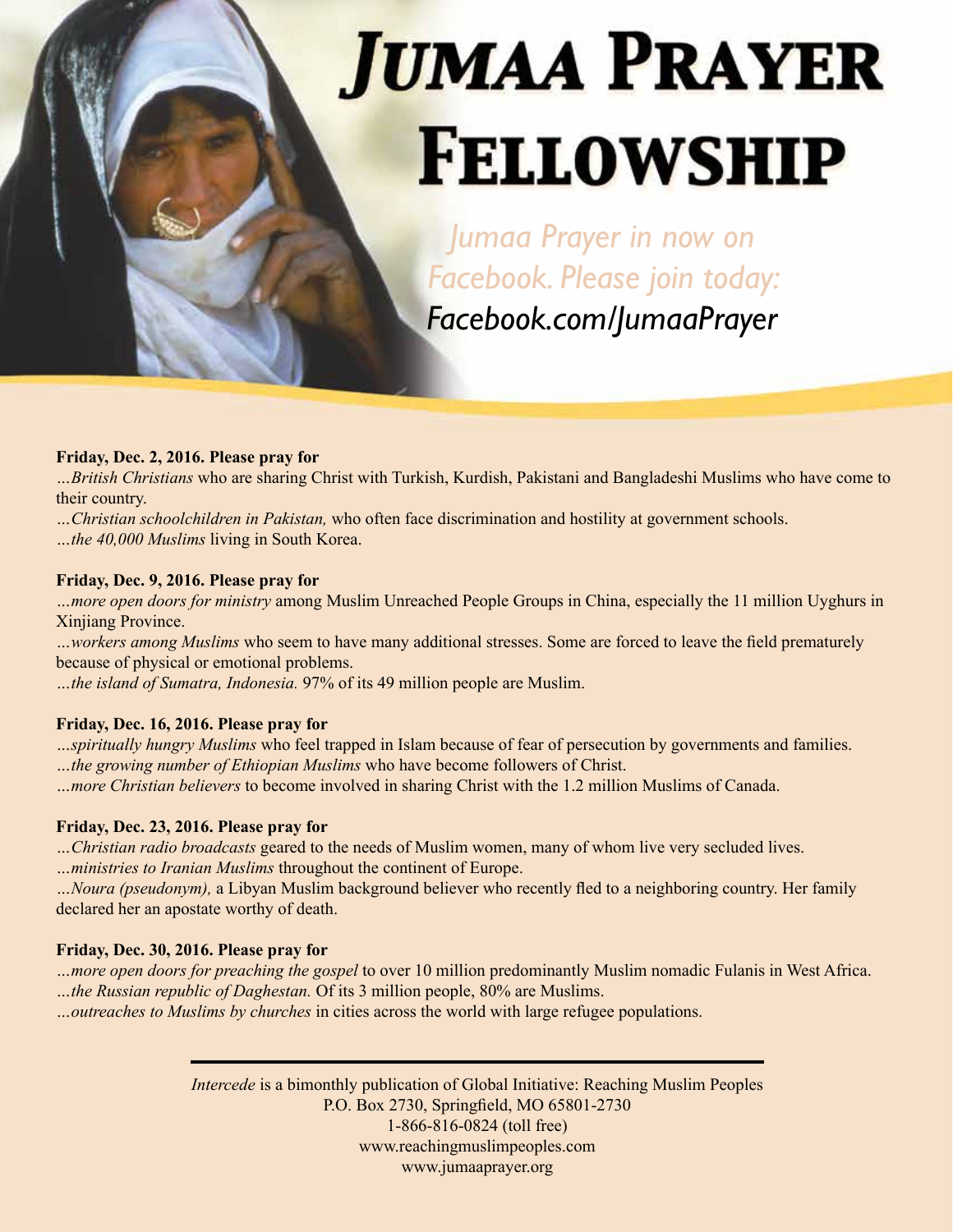# Jumaa Prayer Fellowship

*Jumaa Prayer in now on Facebook. Please join today:*
*Facebook.com/JumaaPrayer*

**Friday, Dec. 2, 2016. Please pray for**

*...British Christians* who are sharing Christ with Turkish, Kurdish, Pakistani and Bangladeshi Muslims who have come to their country.

*...Christian schoolchildren in Pakistan,* who often face discrimination and hostility at government schools.

*...the 40,000 Muslims* living in South Korea.

**Friday, Dec. 9, 2016. Please pray for**

*...more open doors for ministry* among Muslim Unreached People Groups in China, especially the 11 million Uyghurs in Xinjiang Province.

*...workers among Muslims* who seem to have many additional stresses. Some are forced to leave the field prematurely because of physical or emotional problems.

*...the island of Sumatra, Indonesia.* 97% of its 49 million people are Muslim.

**Friday, Dec. 16, 2016. Please pray for**

*...spiritually hungry Muslims* who feel trapped in Islam because of fear of persecution by governments and families.

*...the growing number of Ethiopian Muslims* who have become followers of Christ.

*...more Christian believers* to become involved in sharing Christ with the 1.2 million Muslims of Canada.

**Friday, Dec. 23, 2016. Please pray for**

*...Christian radio broadcasts* geared to the needs of Muslim women, many of whom live very secluded lives.

*...ministries to Iranian Muslims* throughout the continent of Europe.

*...Noura (pseudonym),* a Libyan Muslim background believer who recently fled to a neighboring country. Her family declared her an apostate worthy of death.

**Friday, Dec. 30, 2016. Please pray for**

*...more open doors for preaching the gospel* to over 10 million predominantly Muslim nomadic Fulanis in West Africa.

*...the Russian republic of Daghestan.* Of its 3 million people, 80% are Muslims.

*...outreaches to Muslims by churches* in cities across the world with large refugee populations.

---

*Intercede* is a bimonthly publication of Global Initiative: Reaching Muslim Peoples
P.O. Box 2730, Springfield, MO 65801-2730
1-866-816-0824 (toll free)
www.reachingmuslimpeoples.com
www.jumaaprayer.org